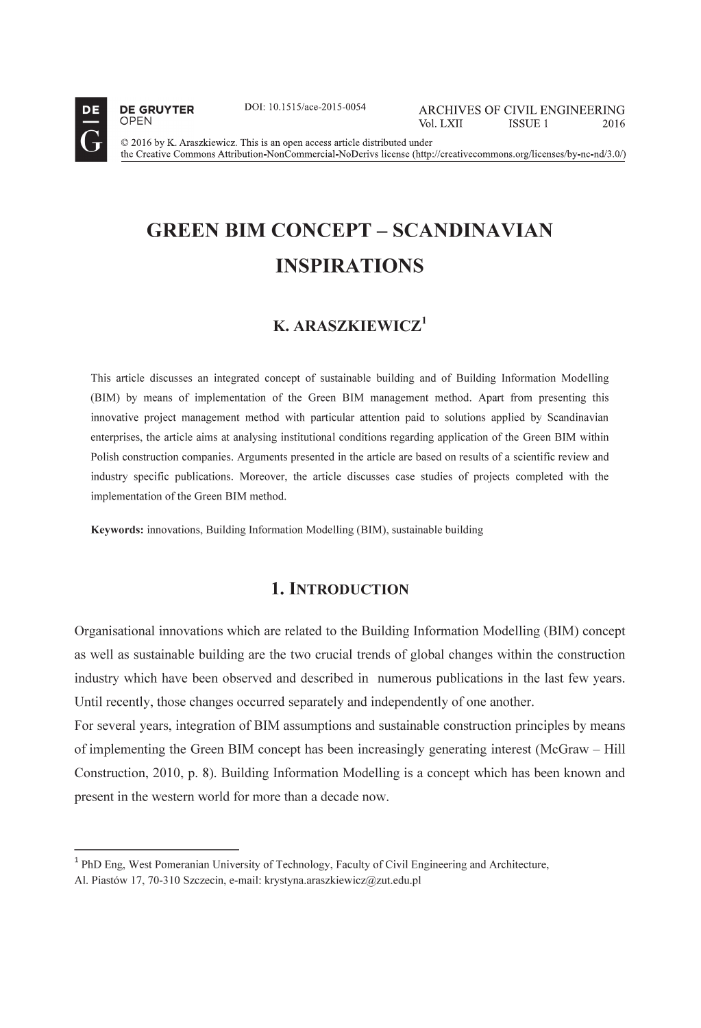# GREEN BIM CONCEPT – SCANDINAVIAN INSPIRATIONS

## K. ARASZKIEWICZ[1]

This article discusses an integrated concept of sustainable building and of Building Information Modelling (BIM) by means of implementation of the Green BIM management method. Apart from presenting this innovative project management method with particular attention paid to solutions applied by Scandinavian enterprises, the article aims at analysing institutional conditions regarding application of the Green BIM within Polish construction companies. Arguments presented in the article are based on results of a scientific review and industry specific publications. Moreover, the article discusses case studies of projects completed with the implementation of the Green BIM method.

**Keywords:** innovations, Building Information Modelling (BIM), sustainable building

## 1. INTRODUCTION

Organisational innovations which are related to the Building Information Modelling (BIM) concept as well as sustainable building are the two crucial trends of global changes within the construction industry which have been observed and described in numerous publications in the last few years. Until recently, those changes occurred separately and independently of one another.

For several years, integration of BIM assumptions and sustainable construction principles by means of implementing the Green BIM concept has been increasingly generating interest (McGraw – Hill Construction, 2010, p. 8). Building Information Modelling is a concept which has been known and present in the western world for more than a decade now.

[1] PhD Eng, West Pomeranian University of Technology, Faculty of Civil Engineering and Architecture, Al. Piastów 17, 70-310 Szczecin, e-mail: krystyna.araszkiewicz@zut.edu.pl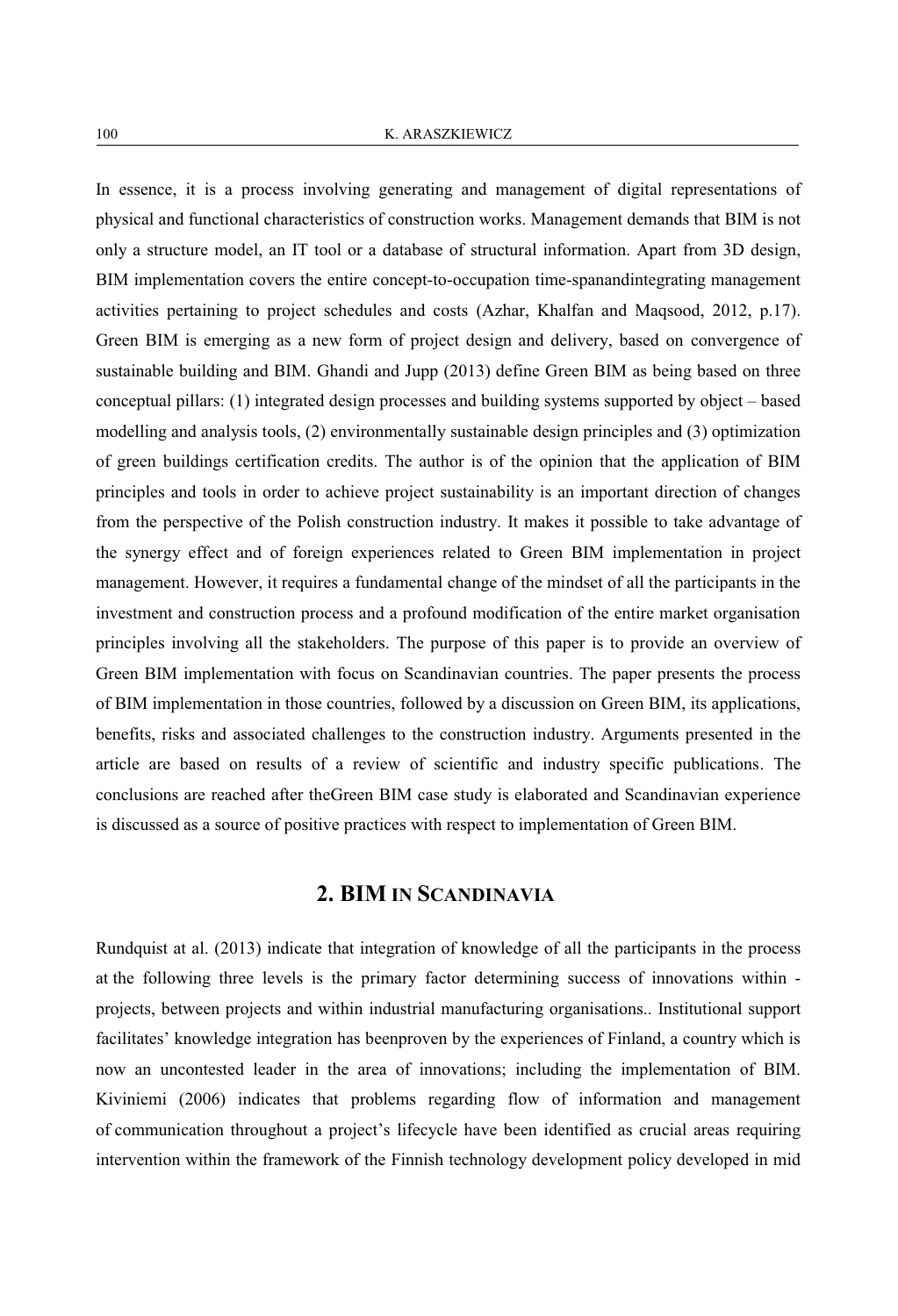In essence, it is a process involving generating and management of digital representations of physical and functional characteristics of construction works. Management demands that BIM is not only a structure model, an IT tool or a database of structural information. Apart from 3D design, BIM implementation covers the entire concept-to-occupation time-spanandintegrating management activities pertaining to project schedules and costs (Azhar, Khalfan and Maqsood, 2012, p.17). Green BIM is emerging as a new form of project design and delivery, based on convergence of sustainable building and BIM. Ghandi and Jupp (2013) define Green BIM as being based on three conceptual pillars: (1) integrated design processes and building systems supported by object – based modelling and analysis tools, (2) environmentally sustainable design principles and (3) optimization of green buildings certification credits. The author is of the opinion that the application of BIM principles and tools in order to achieve project sustainability is an important direction of changes from the perspective of the Polish construction industry. It makes it possible to take advantage of the synergy effect and of foreign experiences related to Green BIM implementation in project management. However, it requires a fundamental change of the mindset of all the participants in the investment and construction process and a profound modification of the entire market organisation principles involving all the stakeholders. The purpose of this paper is to provide an overview of Green BIM implementation with focus on Scandinavian countries. The paper presents the process of BIM implementation in those countries, followed by a discussion on Green BIM, its applications, benefits, risks and associated challenges to the construction industry. Arguments presented in the article are based on results of a review of scientific and industry specific publications. The conclusions are reached after theGreen BIM case study is elaborated and Scandinavian experience is discussed as a source of positive practices with respect to implementation of Green BIM.

## 2. BIM IN SCANDINAVIA

Rundquist at al. (2013) indicate that integration of knowledge of all the participants in the process at the following three levels is the primary factor determining success of innovations within - projects, between projects and within industrial manufacturing organisations.. Institutional support facilitates' knowledge integration has beenproven by the experiences of Finland, a country which is now an uncontested leader in the area of innovations; including the implementation of BIM. Kiviniemi (2006) indicates that problems regarding flow of information and management of communication throughout a project's lifecycle have been identified as crucial areas requiring intervention within the framework of the Finnish technology development policy developed in mid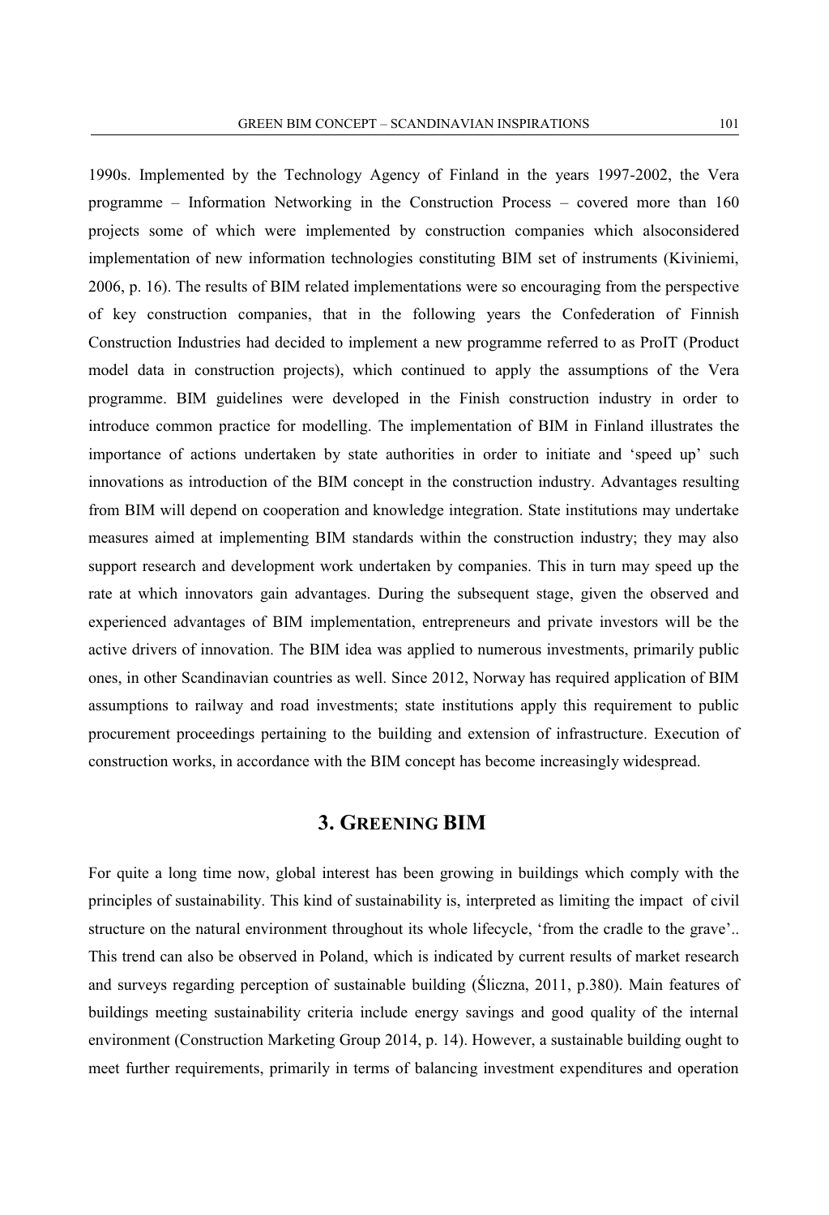1990s. Implemented by the Technology Agency of Finland in the years 1997-2002, the Vera programme – Information Networking in the Construction Process – covered more than 160 projects some of which were implemented by construction companies which alsoconsidered implementation of new information technologies constituting BIM set of instruments (Kiviniemi, 2006, p. 16). The results of BIM related implementations were so encouraging from the perspective of key construction companies, that in the following years the Confederation of Finnish Construction Industries had decided to implement a new programme referred to as ProIT (Product model data in construction projects), which continued to apply the assumptions of the Vera programme. BIM guidelines were developed in the Finish construction industry in order to introduce common practice for modelling. The implementation of BIM in Finland illustrates the importance of actions undertaken by state authorities in order to initiate and 'speed up' such innovations as introduction of the BIM concept in the construction industry. Advantages resulting from BIM will depend on cooperation and knowledge integration. State institutions may undertake measures aimed at implementing BIM standards within the construction industry; they may also support research and development work undertaken by companies. This in turn may speed up the rate at which innovators gain advantages. During the subsequent stage, given the observed and experienced advantages of BIM implementation, entrepreneurs and private investors will be the active drivers of innovation. The BIM idea was applied to numerous investments, primarily public ones, in other Scandinavian countries as well. Since 2012, Norway has required application of BIM assumptions to railway and road investments; state institutions apply this requirement to public procurement proceedings pertaining to the building and extension of infrastructure. Execution of construction works, in accordance with the BIM concept has become increasingly widespread.

## 3. Greening BIM

For quite a long time now, global interest has been growing in buildings which comply with the principles of sustainability. This kind of sustainability is, interpreted as limiting the impact of civil structure on the natural environment throughout its whole lifecycle, 'from the cradle to the grave'.. This trend can also be observed in Poland, which is indicated by current results of market research and surveys regarding perception of sustainable building (Śliczna, 2011, p.380). Main features of buildings meeting sustainability criteria include energy savings and good quality of the internal environment (Construction Marketing Group 2014, p. 14). However, a sustainable building ought to meet further requirements, primarily in terms of balancing investment expenditures and operation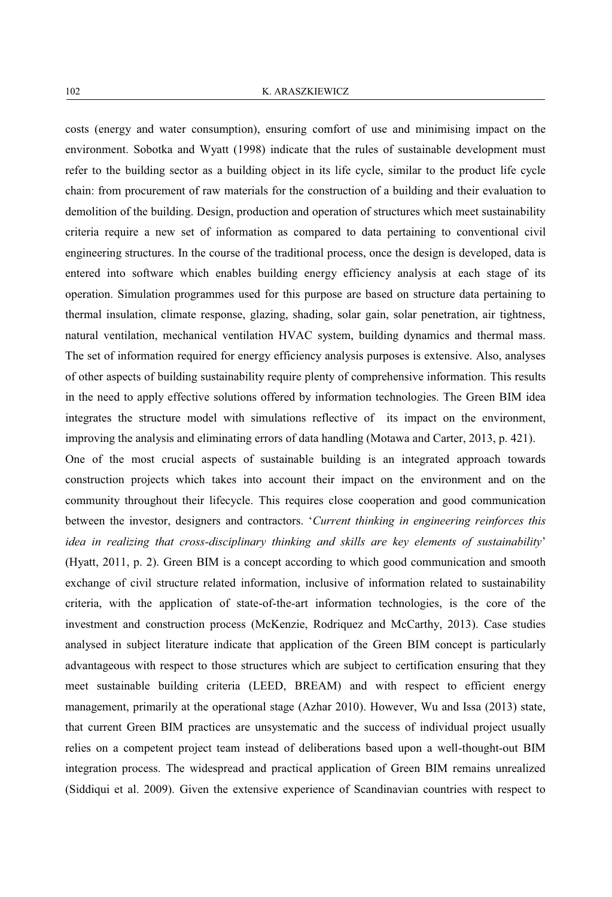costs (energy and water consumption), ensuring comfort of use and minimising impact on the environment. Sobotka and Wyatt (1998) indicate that the rules of sustainable development must refer to the building sector as a building object in its life cycle, similar to the product life cycle chain: from procurement of raw materials for the construction of a building and their evaluation to demolition of the building. Design, production and operation of structures which meet sustainability criteria require a new set of information as compared to data pertaining to conventional civil engineering structures. In the course of the traditional process, once the design is developed, data is entered into software which enables building energy efficiency analysis at each stage of its operation. Simulation programmes used for this purpose are based on structure data pertaining to thermal insulation, climate response, glazing, shading, solar gain, solar penetration, air tightness, natural ventilation, mechanical ventilation HVAC system, building dynamics and thermal mass. The set of information required for energy efficiency analysis purposes is extensive. Also, analyses of other aspects of building sustainability require plenty of comprehensive information. This results in the need to apply effective solutions offered by information technologies. The Green BIM idea integrates the structure model with simulations reflective of its impact on the environment, improving the analysis and eliminating errors of data handling (Motawa and Carter, 2013, p. 421).

One of the most crucial aspects of sustainable building is an integrated approach towards construction projects which takes into account their impact on the environment and on the community throughout their lifecycle. This requires close cooperation and good communication between the investor, designers and contractors. '*Current thinking in engineering reinforces this idea in realizing that cross-disciplinary thinking and skills are key elements of sustainability*' (Hyatt, 2011, p. 2). Green BIM is a concept according to which good communication and smooth exchange of civil structure related information, inclusive of information related to sustainability criteria, with the application of state-of-the-art information technologies, is the core of the investment and construction process (McKenzie, Rodriquez and McCarthy, 2013). Case studies analysed in subject literature indicate that application of the Green BIM concept is particularly advantageous with respect to those structures which are subject to certification ensuring that they meet sustainable building criteria (LEED, BREAM) and with respect to efficient energy management, primarily at the operational stage (Azhar 2010). However, Wu and Issa (2013) state, that current Green BIM practices are unsystematic and the success of individual project usually relies on a competent project team instead of deliberations based upon a well-thought-out BIM integration process. The widespread and practical application of Green BIM remains unrealized (Siddiqui et al. 2009). Given the extensive experience of Scandinavian countries with respect to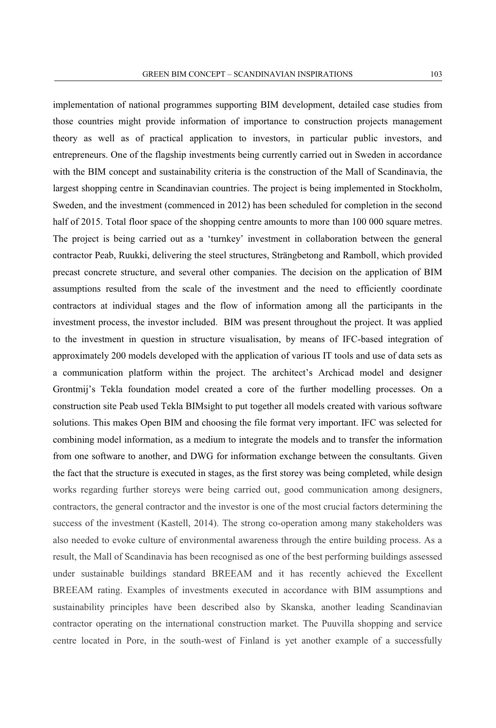implementation of national programmes supporting BIM development, detailed case studies from those countries might provide information of importance to construction projects management theory as well as of practical application to investors, in particular public investors, and entrepreneurs. One of the flagship investments being currently carried out in Sweden in accordance with the BIM concept and sustainability criteria is the construction of the Mall of Scandinavia, the largest shopping centre in Scandinavian countries. The project is being implemented in Stockholm, Sweden, and the investment (commenced in 2012) has been scheduled for completion in the second half of 2015. Total floor space of the shopping centre amounts to more than 100 000 square metres. The project is being carried out as a 'turnkey' investment in collaboration between the general contractor Peab, Ruukki, delivering the steel structures, Strängbetong and Ramboll, which provided precast concrete structure, and several other companies. The decision on the application of BIM assumptions resulted from the scale of the investment and the need to efficiently coordinate contractors at individual stages and the flow of information among all the participants in the investment process, the investor included. BIM was present throughout the project. It was applied to the investment in question in structure visualisation, by means of IFC-based integration of approximately 200 models developed with the application of various IT tools and use of data sets as a communication platform within the project. The architect's Archicad model and designer Grontmij's Tekla foundation model created a core of the further modelling processes. On a construction site Peab used Tekla BIMsight to put together all models created with various software solutions. This makes Open BIM and choosing the file format very important. IFC was selected for combining model information, as a medium to integrate the models and to transfer the information from one software to another, and DWG for information exchange between the consultants. Given the fact that the structure is executed in stages, as the first storey was being completed, while design works regarding further storeys were being carried out, good communication among designers, contractors, the general contractor and the investor is one of the most crucial factors determining the success of the investment (Kastell, 2014). The strong co-operation among many stakeholders was also needed to evoke culture of environmental awareness through the entire building process. As a result, the Mall of Scandinavia has been recognised as one of the best performing buildings assessed under sustainable buildings standard BREEAM and it has recently achieved the Excellent BREEAM rating. Examples of investments executed in accordance with BIM assumptions and sustainability principles have been described also by Skanska, another leading Scandinavian contractor operating on the international construction market. The Puuvilla shopping and service centre located in Pore, in the south-west of Finland is yet another example of a successfully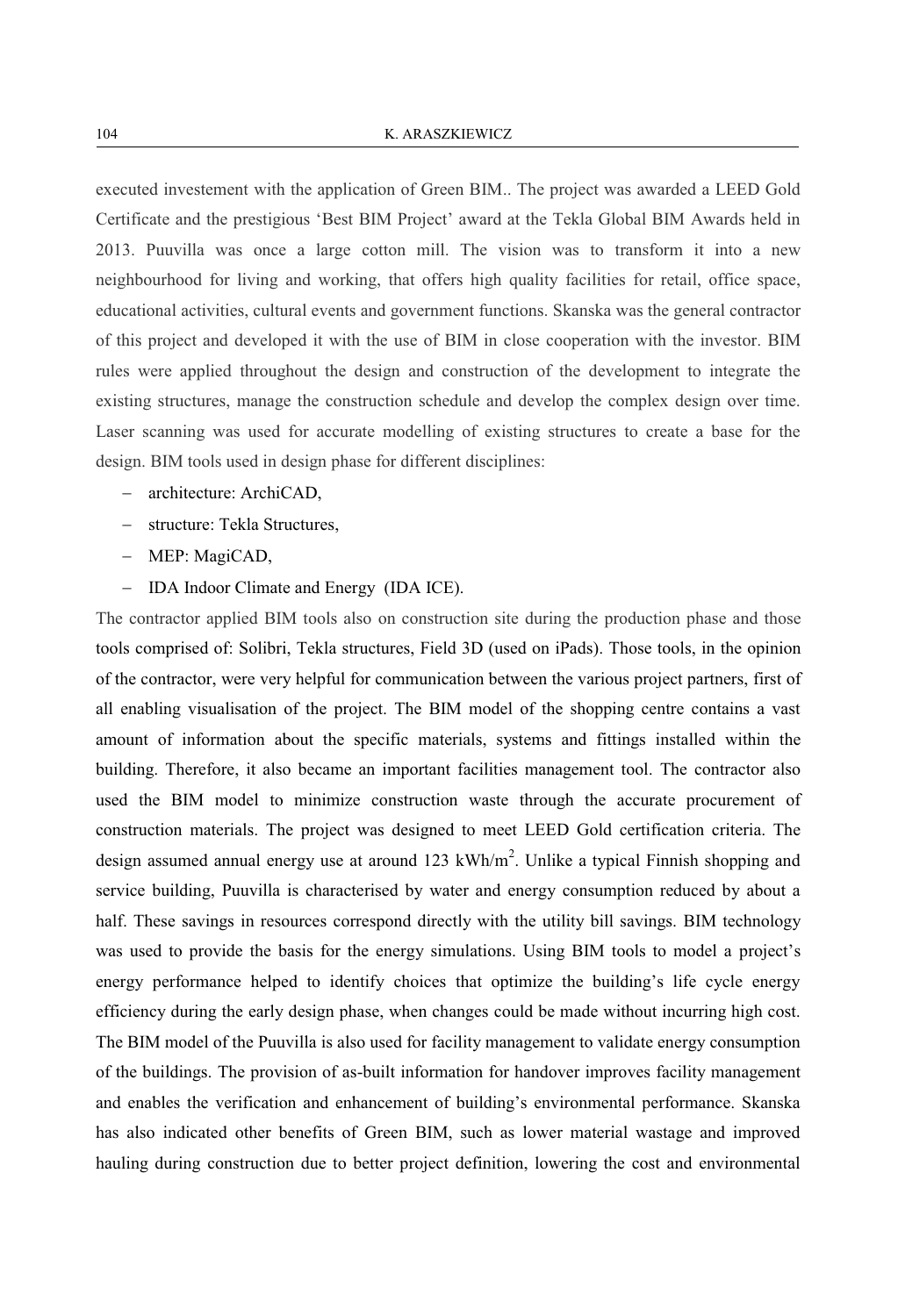executed investement with the application of Green BIM.. The project was awarded a LEED Gold Certificate and the prestigious 'Best BIM Project' award at the Tekla Global BIM Awards held in 2013. Puuvilla was once a large cotton mill. The vision was to transform it into a new neighbourhood for living and working, that offers high quality facilities for retail, office space, educational activities, cultural events and government functions. Skanska was the general contractor of this project and developed it with the use of BIM in close cooperation with the investor. BIM rules were applied throughout the design and construction of the development to integrate the existing structures, manage the construction schedule and develop the complex design over time. Laser scanning was used for accurate modelling of existing structures to create a base for the design. BIM tools used in design phase for different disciplines:

- architecture: ArchiCAD,
- structure: Tekla Structures,
- MEP: MagiCAD,
- IDA Indoor Climate and Energy (IDA ICE).

The contractor applied BIM tools also on construction site during the production phase and those tools comprised of: Solibri, Tekla structures, Field 3D (used on iPads). Those tools, in the opinion of the contractor, were very helpful for communication between the various project partners, first of all enabling visualisation of the project. The BIM model of the shopping centre contains a vast amount of information about the specific materials, systems and fittings installed within the building. Therefore, it also became an important facilities management tool. The contractor also used the BIM model to minimize construction waste through the accurate procurement of construction materials. The project was designed to meet LEED Gold certification criteria. The design assumed annual energy use at around 123 $kWh/m^2$. Unlike a typical Finnish shopping and service building, Puuvilla is characterised by water and energy consumption reduced by about a half. These savings in resources correspond directly with the utility bill savings. BIM technology was used to provide the basis for the energy simulations. Using BIM tools to model a project's energy performance helped to identify choices that optimize the building's life cycle energy efficiency during the early design phase, when changes could be made without incurring high cost. The BIM model of the Puuvilla is also used for facility management to validate energy consumption of the buildings. The provision of as-built information for handover improves facility management and enables the verification and enhancement of building's environmental performance. Skanska has also indicated other benefits of Green BIM, such as lower material wastage and improved hauling during construction due to better project definition, lowering the cost and environmental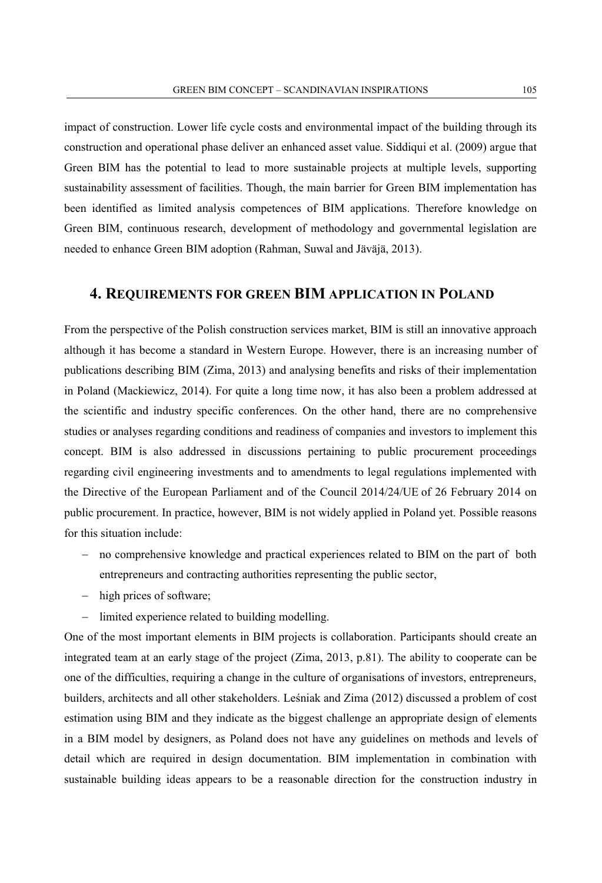impact of construction. Lower life cycle costs and environmental impact of the building through its construction and operational phase deliver an enhanced asset value. Siddiqui et al. (2009) argue that Green BIM has the potential to lead to more sustainable projects at multiple levels, supporting sustainability assessment of facilities. Though, the main barrier for Green BIM implementation has been identified as limited analysis competences of BIM applications. Therefore knowledge on Green BIM, continuous research, development of methodology and governmental legislation are needed to enhance Green BIM adoption (Rahman, Suwal and Jäväjä, 2013).

## 4. Requirements for green BIM application in Poland

From the perspective of the Polish construction services market, BIM is still an innovative approach although it has become a standard in Western Europe. However, there is an increasing number of publications describing BIM (Zima, 2013) and analysing benefits and risks of their implementation in Poland (Mackiewicz, 2014). For quite a long time now, it has also been a problem addressed at the scientific and industry specific conferences. On the other hand, there are no comprehensive studies or analyses regarding conditions and readiness of companies and investors to implement this concept. BIM is also addressed in discussions pertaining to public procurement proceedings regarding civil engineering investments and to amendments to legal regulations implemented with the Directive of the European Parliament and of the Council 2014/24/UE of 26 February 2014 on public procurement. In practice, however, BIM is not widely applied in Poland yet. Possible reasons for this situation include:

- no comprehensive knowledge and practical experiences related to BIM on the part of both entrepreneurs and contracting authorities representing the public sector,
- high prices of software;
- limited experience related to building modelling.

One of the most important elements in BIM projects is collaboration. Participants should create an integrated team at an early stage of the project (Zima, 2013, p.81). The ability to cooperate can be one of the difficulties, requiring a change in the culture of organisations of investors, entrepreneurs, builders, architects and all other stakeholders. Leśniak and Zima (2012) discussed a problem of cost estimation using BIM and they indicate as the biggest challenge an appropriate design of elements in a BIM model by designers, as Poland does not have any guidelines on methods and levels of detail which are required in design documentation. BIM implementation in combination with sustainable building ideas appears to be a reasonable direction for the construction industry in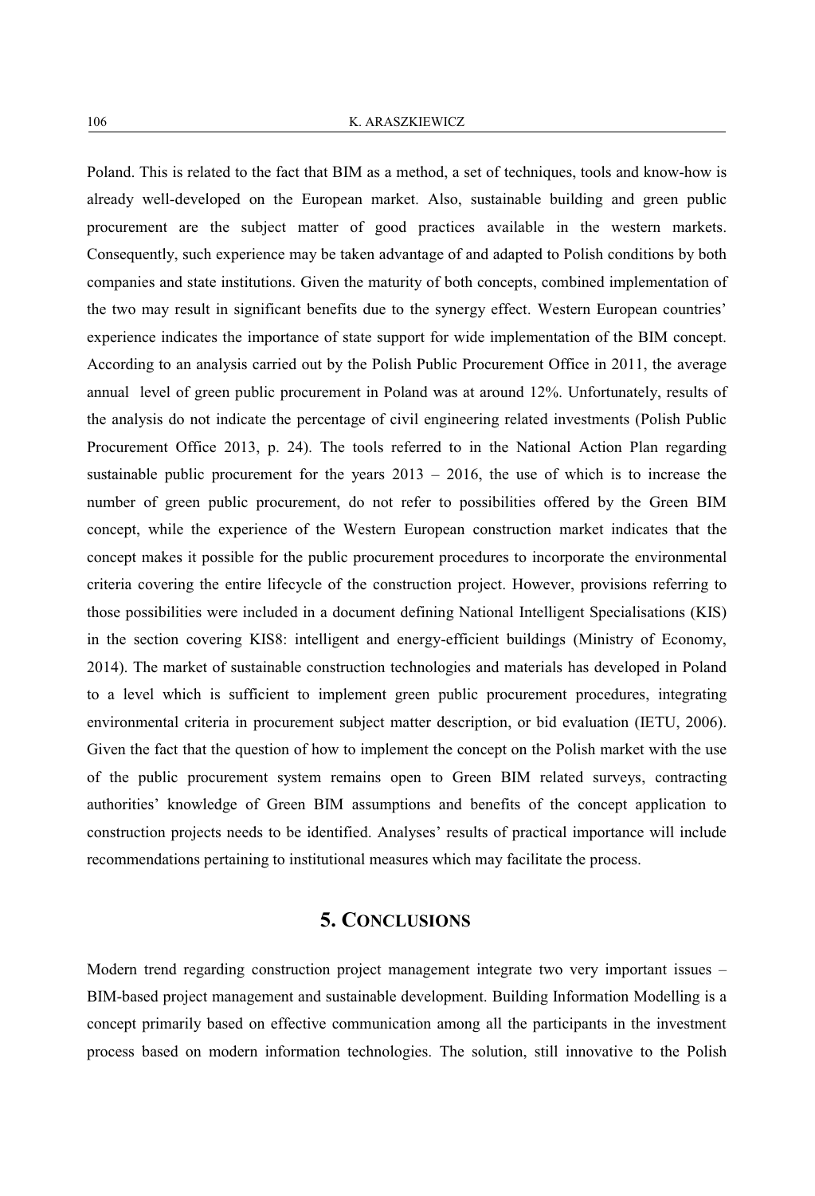Poland. This is related to the fact that BIM as a method, a set of techniques, tools and know-how is already well-developed on the European market. Also, sustainable building and green public procurement are the subject matter of good practices available in the western markets. Consequently, such experience may be taken advantage of and adapted to Polish conditions by both companies and state institutions. Given the maturity of both concepts, combined implementation of the two may result in significant benefits due to the synergy effect. Western European countries' experience indicates the importance of state support for wide implementation of the BIM concept. According to an analysis carried out by the Polish Public Procurement Office in 2011, the average annual level of green public procurement in Poland was at around 12%. Unfortunately, results of the analysis do not indicate the percentage of civil engineering related investments (Polish Public Procurement Office 2013, p. 24). The tools referred to in the National Action Plan regarding sustainable public procurement for the years 2013 – 2016, the use of which is to increase the number of green public procurement, do not refer to possibilities offered by the Green BIM concept, while the experience of the Western European construction market indicates that the concept makes it possible for the public procurement procedures to incorporate the environmental criteria covering the entire lifecycle of the construction project. However, provisions referring to those possibilities were included in a document defining National Intelligent Specialisations (KIS) in the section covering KIS8: intelligent and energy-efficient buildings (Ministry of Economy, 2014). The market of sustainable construction technologies and materials has developed in Poland to a level which is sufficient to implement green public procurement procedures, integrating environmental criteria in procurement subject matter description, or bid evaluation (IETU, 2006). Given the fact that the question of how to implement the concept on the Polish market with the use of the public procurement system remains open to Green BIM related surveys, contracting authorities' knowledge of Green BIM assumptions and benefits of the concept application to construction projects needs to be identified. Analyses' results of practical importance will include recommendations pertaining to institutional measures which may facilitate the process.

## 5. Conclusions

Modern trend regarding construction project management integrate two very important issues – BIM-based project management and sustainable development. Building Information Modelling is a concept primarily based on effective communication among all the participants in the investment process based on modern information technologies. The solution, still innovative to the Polish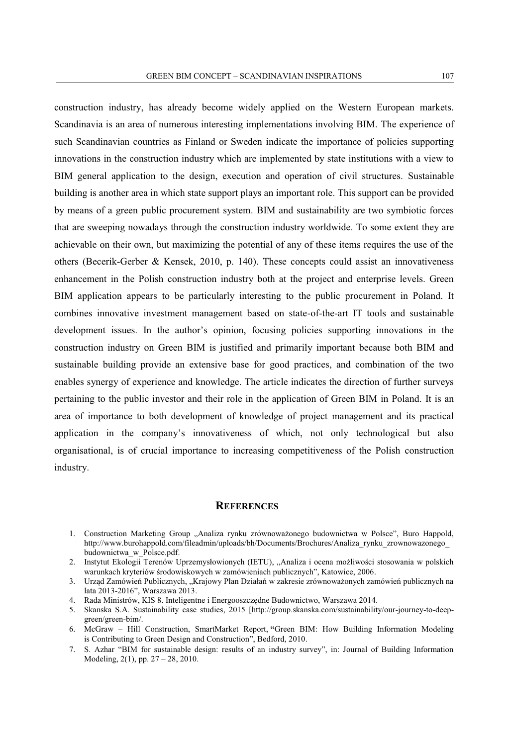construction industry, has already become widely applied on the Western European markets. Scandinavia is an area of numerous interesting implementations involving BIM. The experience of such Scandinavian countries as Finland or Sweden indicate the importance of policies supporting innovations in the construction industry which are implemented by state institutions with a view to BIM general application to the design, execution and operation of civil structures. Sustainable building is another area in which state support plays an important role. This support can be provided by means of a green public procurement system. BIM and sustainability are two symbiotic forces that are sweeping nowadays through the construction industry worldwide. To some extent they are achievable on their own, but maximizing the potential of any of these items requires the use of the others (Becerik-Gerber & Kensek, 2010, p. 140). These concepts could assist an innovativeness enhancement in the Polish construction industry both at the project and enterprise levels. Green BIM application appears to be particularly interesting to the public procurement in Poland. It combines innovative investment management based on state-of-the-art IT tools and sustainable development issues. In the author's opinion, focusing policies supporting innovations in the construction industry on Green BIM is justified and primarily important because both BIM and sustainable building provide an extensive base for good practices, and combination of the two enables synergy of experience and knowledge. The article indicates the direction of further surveys pertaining to the public investor and their role in the application of Green BIM in Poland. It is an area of importance to both development of knowledge of project management and its practical application in the company's innovativeness of which, not only technological but also organisational, is of crucial importance to increasing competitiveness of the Polish construction industry.

## REFERENCES

1. Construction Marketing Group „Analiza rynku zrównoważonego budownictwa w Polsce", Buro Happold, http://www.burohappold.com/fileadmin/uploads/bh/Documents/Brochures/Analiza_rynku_zrownowazonego_budownictwa_w_Polsce.pdf.
2. Instytut Ekologii Terenów Uprzemysłowionych (IETU), „Analiza i ocena możliwości stosowania w polskich warunkach kryteriów środowiskowych w zamówieniach publicznych", Katowice, 2006.
3. Urząd Zamówień Publicznych, „Krajowy Plan Działań w zakresie zrównoważonych zamówień publicznych na lata 2013-2016", Warszawa 2013.
4. Rada Ministrów, KIS 8. Inteligentne i Energooszczędne Budownictwo, Warszawa 2014.
5. Skanska S.A. Sustainability case studies, 2015 [http://group.skanska.com/sustainability/our-journey-to-deep-green/green-bim/.
6. McGraw – Hill Construction, SmartMarket Report, "Green BIM: How Building Information Modeling is Contributing to Green Design and Construction", Bedford, 2010.
7. S. Azhar "BIM for sustainable design: results of an industry survey", in: Journal of Building Information Modeling, 2(1), pp. 27 – 28, 2010.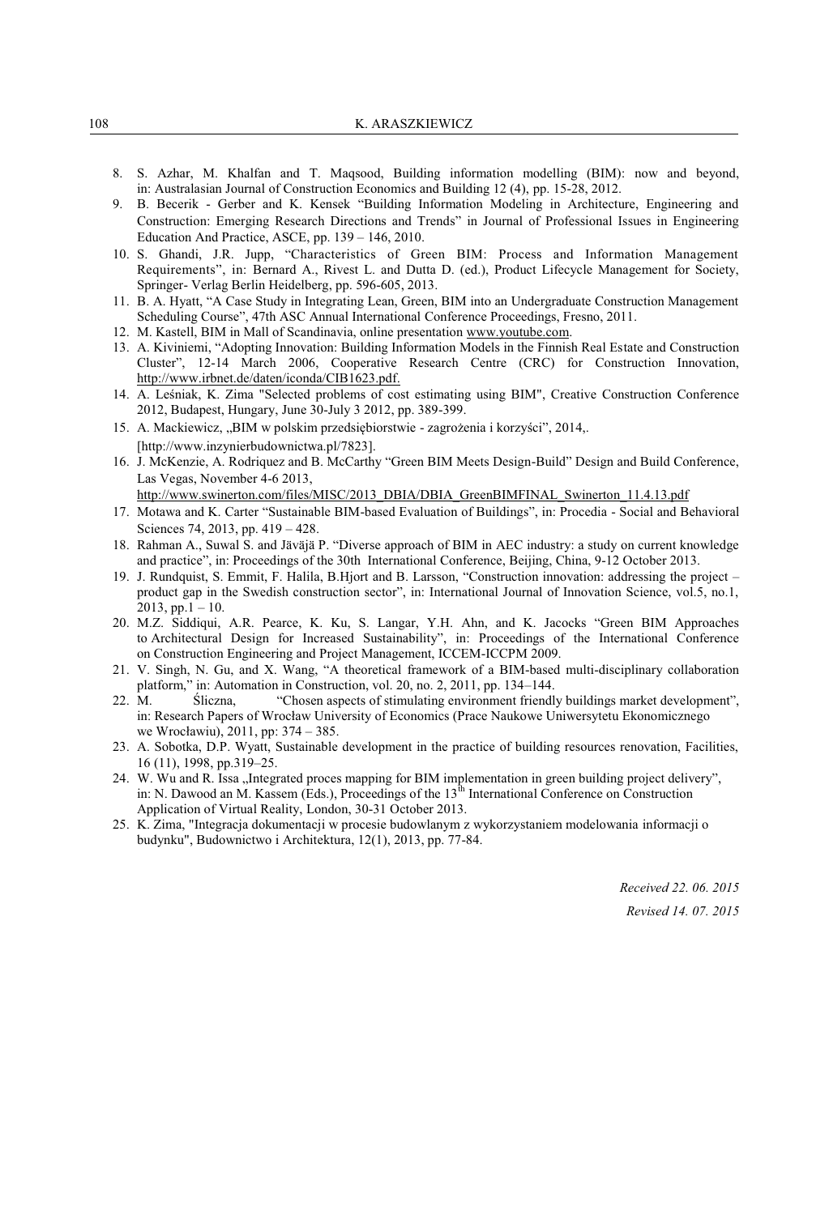8. S. Azhar, M. Khalfan and T. Maqsood, Building information modelling (BIM): now and beyond, in: Australasian Journal of Construction Economics and Building 12 (4), pp. 15-28, 2012.
9. B. Becerik - Gerber and K. Kensek "Building Information Modeling in Architecture, Engineering and Construction: Emerging Research Directions and Trends" in Journal of Professional Issues in Engineering Education And Practice, ASCE, pp. 139 – 146, 2010.
10. S. Ghandi, J.R. Jupp, "Characteristics of Green BIM: Process and Information Management Requirements", in: Bernard A., Rivest L. and Dutta D. (ed.), Product Lifecycle Management for Society, Springer- Verlag Berlin Heidelberg, pp. 596-605, 2013.
11. B. A. Hyatt, "A Case Study in Integrating Lean, Green, BIM into an Undergraduate Construction Management Scheduling Course", 47th ASC Annual International Conference Proceedings, Fresno, 2011.
12. M. Kastell, BIM in Mall of Scandinavia, online presentation www.youtube.com.
13. A. Kiviniemi, "Adopting Innovation: Building Information Models in the Finnish Real Estate and Construction Cluster", 12-14 March 2006, Cooperative Research Centre (CRC) for Construction Innovation, http://www.irbnet.de/daten/iconda/CIB1623.pdf.
14. A. Leśniak, K. Zima "Selected problems of cost estimating using BIM", Creative Construction Conference 2012, Budapest, Hungary, June 30-July 3 2012, pp. 389-399.
15. A. Mackiewicz, „BIM w polskim przedsiębiorstwie - zagrożenia i korzyści", 2014,. [http://www.inzynierbudownictwa.pl/7823].
16. J. McKenzie, A. Rodriquez and B. McCarthy "Green BIM Meets Design-Build" Design and Build Conference, Las Vegas, November 4-6 2013, http://www.swinerton.com/files/MISC/2013_DBIA/DBIA_GreenBIMFINAL_Swinerton_11.4.13.pdf
17. Motawa and K. Carter "Sustainable BIM-based Evaluation of Buildings", in: Procedia - Social and Behavioral Sciences 74, 2013, pp. 419 – 428.
18. Rahman A., Suwal S. and Jäväjä P. "Diverse approach of BIM in AEC industry: a study on current knowledge and practice", in: Proceedings of the 30th International Conference, Beijing, China, 9-12 October 2013.
19. J. Rundquist, S. Emmit, F. Halila, B.Hjort and B. Larsson, "Construction innovation: addressing the project – product gap in the Swedish construction sector", in: International Journal of Innovation Science, vol.5, no.1, 2013, pp.1 – 10.
20. M.Z. Siddiqui, A.R. Pearce, K. Ku, S. Langar, Y.H. Ahn, and K. Jacocks "Green BIM Approaches to Architectural Design for Increased Sustainability", in: Proceedings of the International Conference on Construction Engineering and Project Management, ICCEM-ICCPM 2009.
21. V. Singh, N. Gu, and X. Wang, "A theoretical framework of a BIM-based multi-disciplinary collaboration platform," in: Automation in Construction, vol. 20, no. 2, 2011, pp. 134–144.
22. M. Śliczna, "Chosen aspects of stimulating environment friendly buildings market development", in: Research Papers of Wrocław University of Economics (Prace Naukowe Uniwersytetu Ekonomicznego we Wrocławiu), 2011, pp: 374 – 385.
23. A. Sobotka, D.P. Wyatt, Sustainable development in the practice of building resources renovation, Facilities, 16 (11), 1998, pp.319–25.
24. W. Wu and R. Issa „Integrated proces mapping for BIM implementation in green building project delivery", in: N. Dawood an M. Kassem (Eds.), Proceedings of the 13th International Conference on Construction Application of Virtual Reality, London, 30-31 October 2013.
25. K. Zima, "Integracja dokumentacji w procesie budowlanym z wykorzystaniem modelowania informacji o budynku", Budownictwo i Architektura, 12(1), 2013, pp. 77-84.

*Received 22. 06. 2015*

*Revised 14. 07. 2015*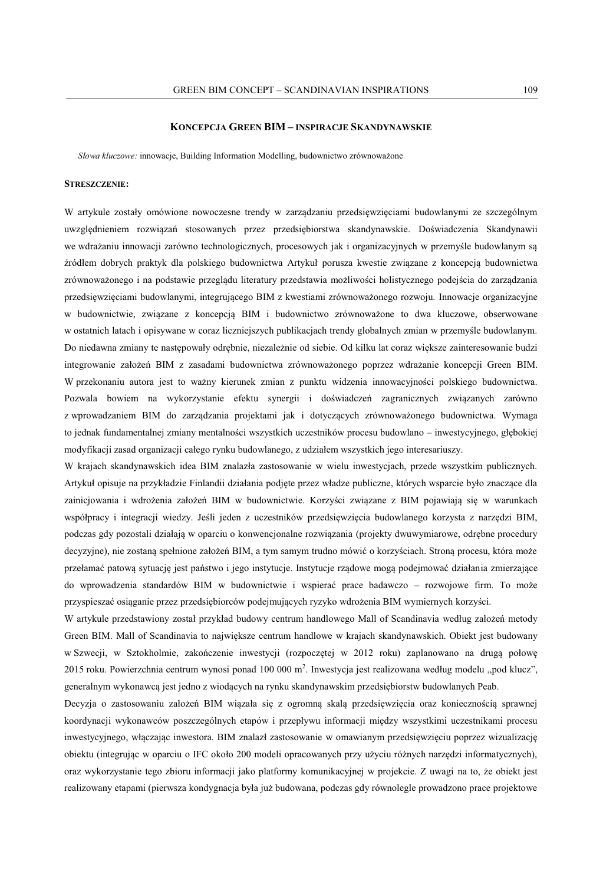## KONCEPCJA GREEN BIM – INSPIRACJE SKANDYNAWSKIE

*Słowa kluczowe:* innowacje, Building Information Modelling, budownictwo zrównoważone

**STRESZCZENIE:**

W artykule zostały omówione nowoczesne trendy w zarządzaniu przedsięwzięciami budowlanymi ze szczególnym uwzględnieniem rozwiązań stosowanych przez przedsiębiorstwa skandynawskie. Doświadczenia Skandynawii we wdrażaniu innowacji zarówno technologicznych, procesowych jak i organizacyjnych w przemyśle budowlanym są źródłem dobrych praktyk dla polskiego budownictwa Artykuł porusza kwestie związane z koncepcją budownictwa zrównoważonego i na podstawie przeglądu literatury przedstawia możliwości holistycznego podejścia do zarządzania przedsięwzięciami budowlanymi, integrującego BIM z kwestiami zrównoważonego rozwoju. Innowacje organizacyjne w budownictwie, związane z koncepcją BIM i budownictwo zrównoważone to dwa kluczowe, obserwowane w ostatnich latach i opisywane w coraz liczniejszych publikacjach trendy globalnych zmian w przemyśle budowlanym. Do niedawna zmiany te następowały odrębnie, niezależnie od siebie. Od kilku lat coraz większe zainteresowanie budzi integrowanie założeń BIM z zasadami budownictwa zrównoważonego poprzez wdrażanie koncepcji Green BIM. W przekonaniu autora jest to ważny kierunek zmian z punktu widzenia innowacyjności polskiego budownictwa. Pozwala bowiem na wykorzystanie efektu synergii i doświadczeń zagranicznych związanych zarówno z wprowadzaniem BIM do zarządzania projektami jak i dotyczących zrównoważonego budownictwa. Wymaga to jednak fundamentalnej zmiany mentalności wszystkich uczestników procesu budowlano – inwestycyjnego, głębokiej modyfikacji zasad organizacji całego rynku budowlanego, z udziałem wszystkich jego interesariuszy.

W krajach skandynawskich idea BIM znalazła zastosowanie w wielu inwestycjach, przede wszystkim publicznych. Artykuł opisuje na przykładzie Finlandii działania podjęte przez władze publiczne, których wsparcie było znaczące dla zainicjowania i wdrożenia założeń BIM w budownictwie. Korzyści związane z BIM pojawiają się w warunkach współpracy i integracji wiedzy. Jeśli jeden z uczestników przedsięwzięcia budowlanego korzysta z narzędzi BIM, podczas gdy pozostali działają w oparciu o konwencjonalne rozwiązania (projekty dwuwymiarowe, odrębne procedury decyzyjne), nie zostaną spełnione założeń BIM, a tym samym trudno mówić o korzyściach. Stroną procesu, która może przełamać patową sytuację jest państwo i jego instytucje. Instytucje rządowe mogą podejmować działania zmierzające do wprowadzenia standardów BIM w budownictwie i wspierać prace badawczo – rozwojowe firm. To może przyspieszać osiąganie przez przedsiębiorców podejmujących ryzyko wdrożenia BIM wymiernych korzyści.

W artykule przedstawiony został przykład budowy centrum handlowego Mall of Scandinavia według założeń metody Green BIM. Mall of Scandinavia to największe centrum handlowe w krajach skandynawskich. Obiekt jest budowany w Szwecji, w Sztokholmie, zakończenie inwestycji (rozpoczętej w 2012 roku) zaplanowano na drugą połowę 2015 roku. Powierzchnia centrum wynosi ponad 100 000 m$^2$. Inwestycja jest realizowana według modelu „pod klucz", generalnym wykonawcą jest jedno z wiodących na rynku skandynawskim przedsiębiorstw budowlanych Peab.

Decyzja o zastosowaniu założeń BIM wiązała się z ogromną skalą przedsięwzięcia oraz koniecznością sprawnej koordynacji wykonawców poszczególnych etapów i przepływu informacji między wszystkimi uczestnikami procesu inwestycyjnego, włączając inwestora. BIM znalazł zastosowanie w omawianym przedsięwzięciu poprzez wizualizację obiektu (integrując w oparciu o IFC około 200 modeli opracowanych przy użyciu różnych narzędzi informatycznych), oraz wykorzystanie tego zbioru informacji jako platformy komunikacyjnej w projekcie. Z uwagi na to, że obiekt jest realizowany etapami (pierwsza kondygnacja była już budowana, podczas gdy równolegle prowadzono prace projektowe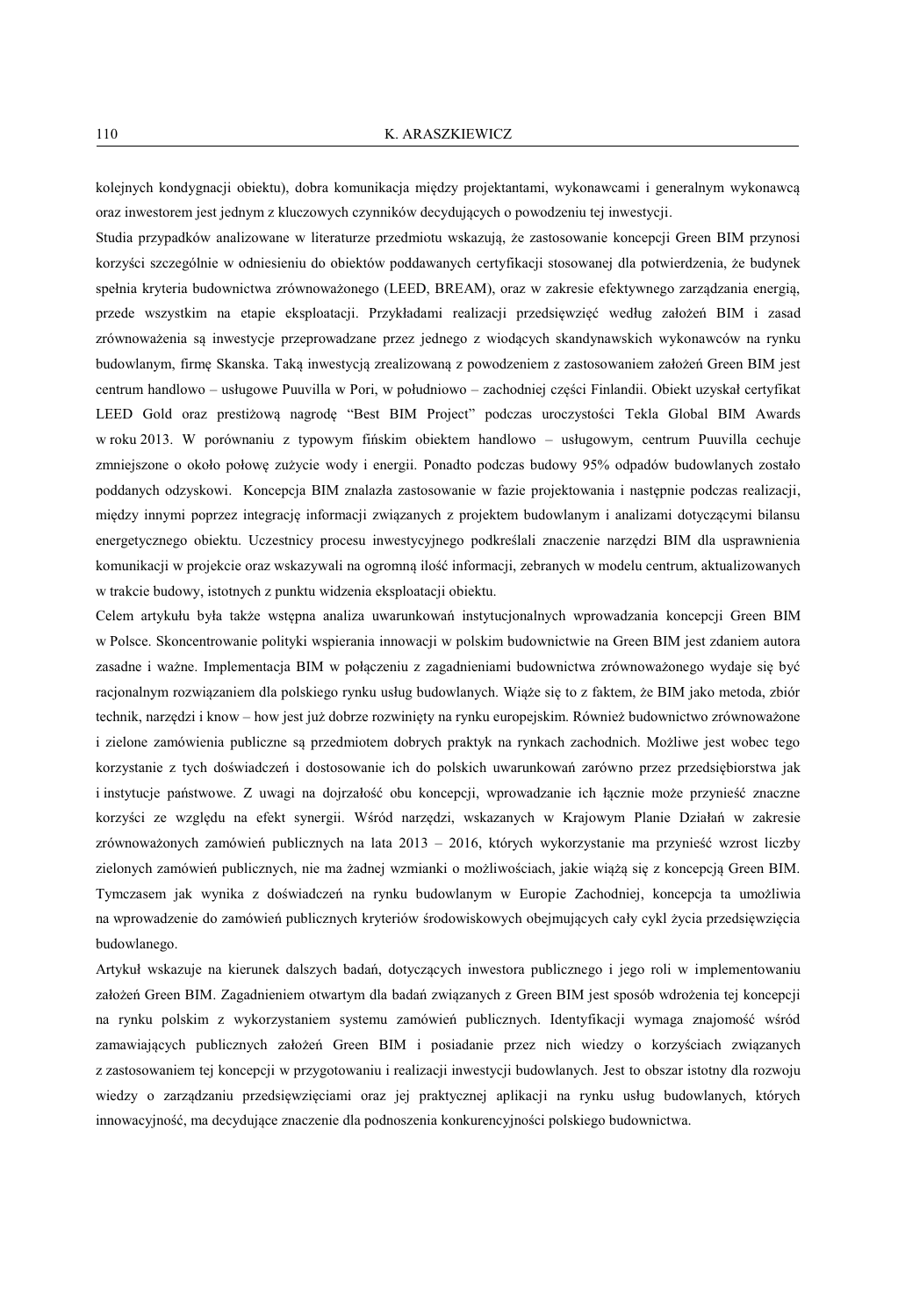kolejnych kondygnacji obiektu), dobra komunikacja między projektantami, wykonawcami i generalnym wykonawcą oraz inwestorem jest jednym z kluczowych czynników decydujących o powodzeniu tej inwestycji.

Studia przypadków analizowane w literaturze przedmiotu wskazują, że zastosowanie koncepcji Green BIM przynosi korzyści szczególnie w odniesieniu do obiektów poddawanych certyfikacji stosowanej dla potwierdzenia, że budynek spełnia kryteria budownictwa zrównoważonego (LEED, BREAM), oraz w zakresie efektywnego zarządzania energią, przede wszystkim na etapie eksploatacji. Przykładami realizacji przedsięwzięć według założeń BIM i zasad zrównoważenia są inwestycje przeprowadzane przez jednego z wiodących skandynawskich wykonawców na rynku budowlanym, firmę Skanska. Taką inwestycją zrealizowaną z powodzeniem z zastosowaniem założeń Green BIM jest centrum handlowo – usługowe Puuvilla w Pori, w południowo – zachodniej części Finlandii. Obiekt uzyskał certyfikat LEED Gold oraz prestiżową nagrodę "Best BIM Project" podczas uroczystości Tekla Global BIM Awards w roku 2013. W porównaniu z typowym fińskim obiektem handlowo – usługowym, centrum Puuvilla cechuje zmniejszone o około połowę zużycie wody i energii. Ponadto podczas budowy 95% odpadów budowlanych zostało poddanych odzyskowi. Koncepcja BIM znalazła zastosowanie w fazie projektowania i następnie podczas realizacji, między innymi poprzez integrację informacji związanych z projektem budowlanym i analizami dotyczącymi bilansu energetycznego obiektu. Uczestnicy procesu inwestycyjnego podkreślali znaczenie narzędzi BIM dla usprawnienia komunikacji w projekcie oraz wskazywali na ogromną ilość informacji, zebranych w modelu centrum, aktualizowanych w trakcie budowy, istotnych z punktu widzenia eksploatacji obiektu.

Celem artykułu była także wstępna analiza uwarunkowań instytucjonalnych wprowadzania koncepcji Green BIM w Polsce. Skoncentrowanie polityki wspierania innowacji w polskim budownictwie na Green BIM jest zdaniem autora zasadne i ważne. Implementacja BIM w połączeniu z zagadnieniami budownictwa zrównoważonego wydaje się być racjonalnym rozwiązaniem dla polskiego rynku usług budowlanych. Wiąże się to z faktem, że BIM jako metoda, zbiór technik, narzędzi i know – how jest już dobrze rozwinięty na rynku europejskim. Również budownictwo zrównoważone i zielone zamówienia publiczne są przedmiotem dobrych praktyk na rynkach zachodnich. Możliwe jest wobec tego korzystanie z tych doświadczeń i dostosowanie ich do polskich uwarunkowań zarówno przez przedsiębiorstwa jak i instytucje państwowe. Z uwagi na dojrzałość obu koncepcji, wprowadzanie ich łącznie może przynieść znaczne korzyści ze względu na efekt synergii. Wśród narzędzi, wskazanych w Krajowym Planie Działań w zakresie zrównoważonych zamówień publicznych na lata 2013 – 2016, których wykorzystanie ma przynieść wzrost liczby zielonych zamówień publicznych, nie ma żadnej wzmianki o możliwościach, jakie wiążą się z koncepcją Green BIM. Tymczasem jak wynika z doświadczeń na rynku budowlanym w Europie Zachodniej, koncepcja ta umożliwia na wprowadzenie do zamówień publicznych kryteriów środowiskowych obejmujących cały cykl życia przedsięwzięcia budowlanego.

Artykuł wskazuje na kierunek dalszych badań, dotyczących inwestora publicznego i jego roli w implementowaniu założeń Green BIM. Zagadnieniem otwartym dla badań związanych z Green BIM jest sposób wdrożenia tej koncepcji na rynku polskim z wykorzystaniem systemu zamówień publicznych. Identyfikacji wymaga znajomość wśród zamawiających publicznych założeń Green BIM i posiadanie przez nich wiedzy o korzyściach związanych z zastosowaniem tej koncepcji w przygotowaniu i realizacji inwestycji budowlanych. Jest to obszar istotny dla rozwoju wiedzy o zarządzaniu przedsięwzięciami oraz jej praktycznej aplikacji na rynku usług budowlanych, których innowacyjność, ma decydujące znaczenie dla podnoszenia konkurencyjności polskiego budownictwa.